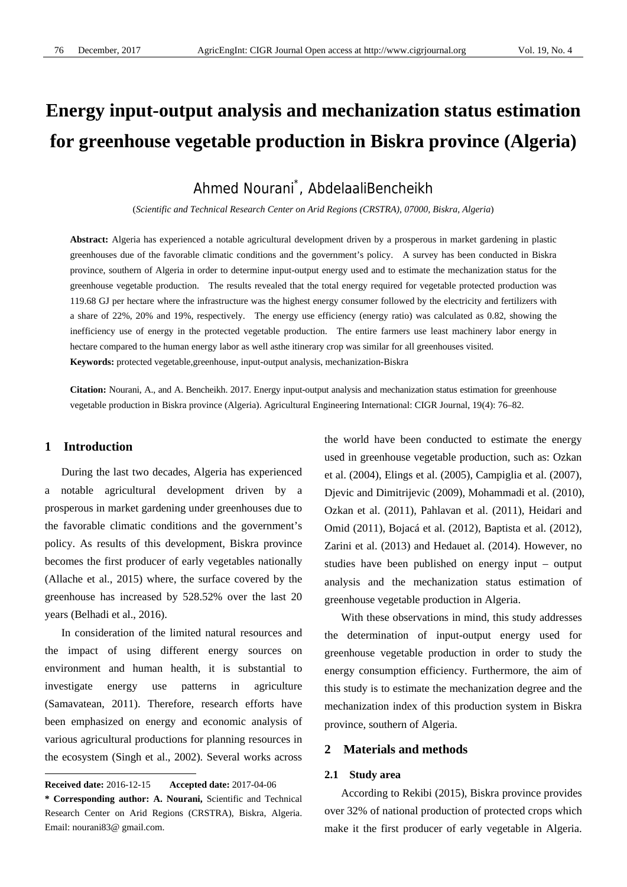# Energy input-output analysis and mechanization status estimation for greenhouse vegetable production in Biskra province (Algeria)

Ahmed Nourani*, AbdelaaliBencheikh

(*Scientific and Technical Research Center on Arid Regions (CRSTRA), 07000, Biskra, Algeria*)

**Abstract:** Algeria has experienced a notable agricultural development driven by a prosperous in market gardening in plastic greenhouses due of the favorable climatic conditions and the government's policy. A survey has been conducted in Biskra province, southern of Algeria in order to determine input-output energy used and to estimate the mechanization status for the greenhouse vegetable production. The results revealed that the total energy required for vegetable protected production was 119.68 GJ per hectare where the infrastructure was the highest energy consumer followed by the electricity and fertilizers with a share of 22%, 20% and 19%, respectively. The energy use efficiency (energy ratio) was calculated as 0.82, showing the inefficiency use of energy in the protected vegetable production. The entire farmers use least machinery labor energy in hectare compared to the human energy labor as well asthe itinerary crop was similar for all greenhouses visited.

**Keywords:** protected vegetable,greenhouse, input-output analysis, mechanization-Biskra

**Citation:** Nourani, A., and A. Bencheikh. 2017. Energy input-output analysis and mechanization status estimation for greenhouse vegetable production in Biskra province (Algeria). Agricultural Engineering International: CIGR Journal, 19(4): 76–82.

## 1 Introduction

During the last two decades, Algeria has experienced a notable agricultural development driven by a prosperous in market gardening under greenhouses due to the favorable climatic conditions and the government's policy. As results of this development, Biskra province becomes the first producer of early vegetables nationally (Allache et al., 2015) where, the surface covered by the greenhouse has increased by 528.52% over the last 20 years (Belhadi et al., 2016).

In consideration of the limited natural resources and the impact of using different energy sources on environment and human health, it is substantial to investigate energy use patterns in agriculture (Samavatean, 2011). Therefore, research efforts have been emphasized on energy and economic analysis of various agricultural productions for planning resources in the ecosystem (Singh et al., 2002). Several works across the world have been conducted to estimate the energy used in greenhouse vegetable production, such as: Ozkan et al. (2004), Elings et al. (2005), Campiglia et al. (2007), Djevic and Dimitrijevic (2009), Mohammadi et al. (2010), Ozkan et al. (2011), Pahlavan et al. (2011), Heidari and Omid (2011), Bojacá et al. (2012), Baptista et al. (2012), Zarini et al. (2013) and Hedauet al. (2014). However, no studies have been published on energy input – output analysis and the mechanization status estimation of greenhouse vegetable production in Algeria.

With these observations in mind, this study addresses the determination of input-output energy used for greenhouse vegetable production in order to study the energy consumption efficiency. Furthermore, the aim of this study is to estimate the mechanization degree and the mechanization index of this production system in Biskra province, southern of Algeria.

## 2 Materials and methods

### 2.1 Study area

According to Rekibi (2015), Biskra province provides over 32% of national production of protected crops which make it the first producer of early vegetable in Algeria.

---

**Received date:** 2016-12-15 **Accepted date:** 2017-04-06

**\* Corresponding author: A. Nourani,** Scientific and Technical Research Center on Arid Regions (CRSTRA), Biskra, Algeria. Email: nourani83@ gmail.com.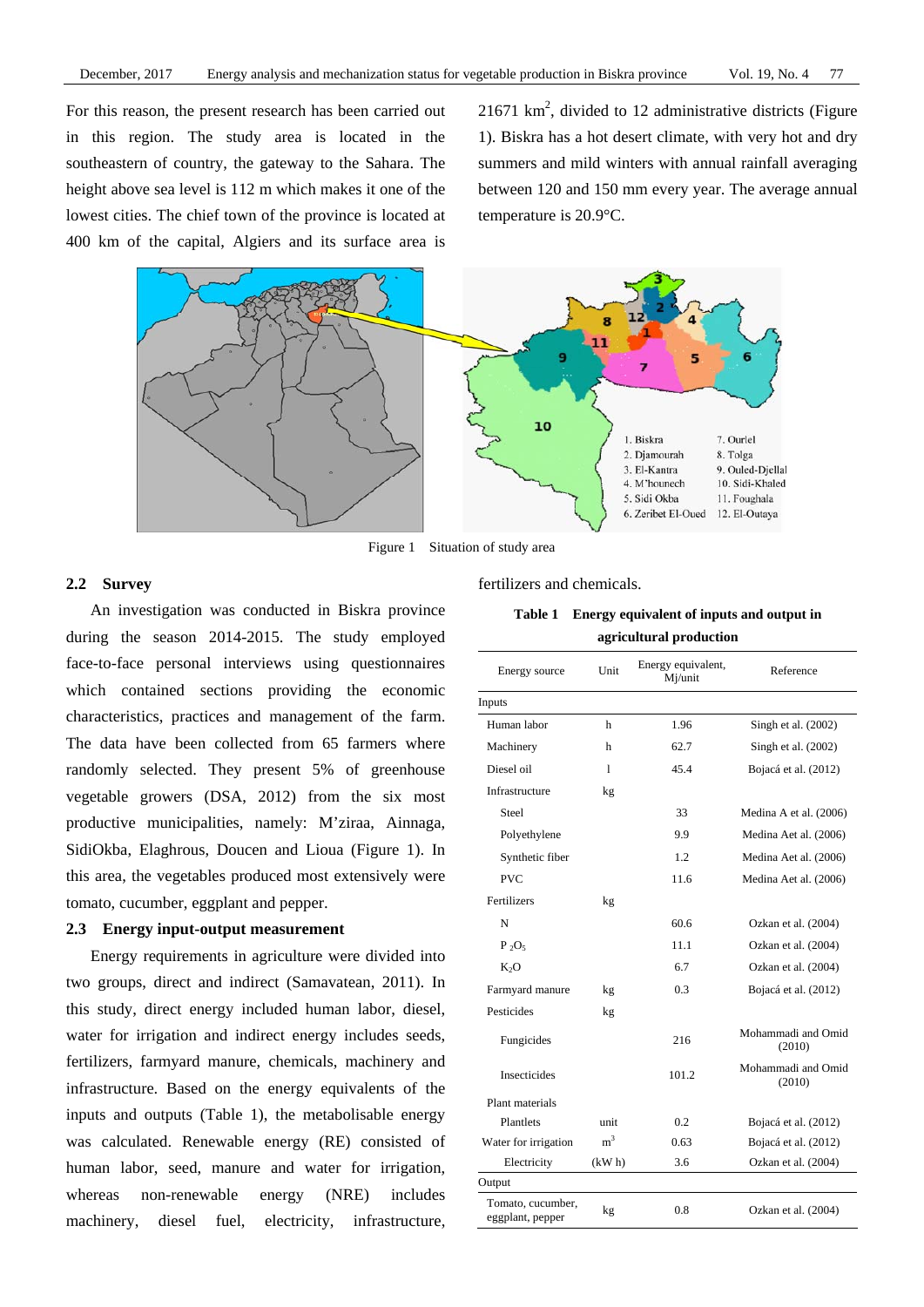For this reason, the present research has been carried out in this region. The study area is located in the southeastern of country, the gateway to the Sahara. The height above sea level is 112 m which makes it one of the lowest cities. The chief town of the province is located at 400 km of the capital, Algiers and its surface area is 21671 km$^2$, divided to 12 administrative districts (Figure 1). Biskra has a hot desert climate, with very hot and dry summers and mild winters with annual rainfall averaging between 120 and 150 mm every year. The average annual temperature is 20.9°C.

Figure 1 Situation of study area

### 2.2 Survey

An investigation was conducted in Biskra province during the season 2014-2015. The study employed face-to-face personal interviews using questionnaires which contained sections providing the economic characteristics, practices and management of the farm. The data have been collected from 65 farmers where randomly selected. They present 5% of greenhouse vegetable growers (DSA, 2012) from the six most productive municipalities, namely: M'ziraa, Ainnaga, SidiOkba, Elaghrous, Doucen and Lioua (Figure 1). In this area, the vegetables produced most extensively were tomato, cucumber, eggplant and pepper.

### 2.3 Energy input-output measurement

Energy requirements in agriculture were divided into two groups, direct and indirect (Samavatean, 2011). In this study, direct energy included human labor, diesel, water for irrigation and indirect energy includes seeds, fertilizers, farmyard manure, chemicals, machinery and infrastructure. Based on the energy equivalents of the inputs and outputs (Table 1), the metabolisable energy was calculated. Renewable energy (RE) consisted of human labor, seed, manure and water for irrigation, whereas non-renewable energy (NRE) includes machinery, diesel fuel, electricity, infrastructure, fertilizers and chemicals.

**Table 1 Energy equivalent of inputs and output in agricultural production**

| Energy source | Unit | Energy equivalent, Mj/unit | Reference |
|---|---|---|---|
| Inputs | | | |
| Human labor | h | 1.96 | Singh et al. (2002) |
| Machinery | h | 62.7 | Singh et al. (2002) |
| Diesel oil | l | 45.4 | Bojacá et al. (2012) |
| Infrastructure | kg | | |
| Steel | | 33 | Medina A et al. (2006) |
| Polyethylene | | 9.9 | Medina Aet al. (2006) |
| Synthetic fiber | | 1.2 | Medina Aet al. (2006) |
| PVC | | 11.6 | Medina Aet al. (2006) |
| Fertilizers | kg | | |
| N | | 60.6 | Ozkan et al. (2004) |
| $P_2O_5$ | | 11.1 | Ozkan et al. (2004) |
| $K_2O$ | | 6.7 | Ozkan et al. (2004) |
| Farmyard manure | kg | 0.3 | Bojacá et al. (2012) |
| Pesticides | kg | | |
| Fungicides | | 216 | Mohammadi and Omid (2010) |
| Insecticides | | 101.2 | Mohammadi and Omid (2010) |
| Plant materials | | | |
| Plantlets | unit | 0.2 | Bojacá et al. (2012) |
| Water for irrigation | m$^3$ | 0.63 | Bojacá et al. (2012) |
| Electricity | (kW h) | 3.6 | Ozkan et al. (2004) |
| Output | | | |
| Tomato, cucumber, eggplant, pepper | kg | 0.8 | Ozkan et al. (2004) |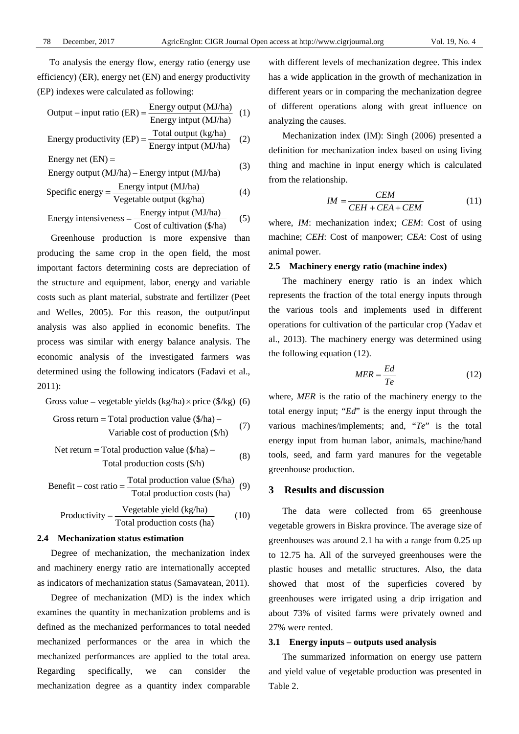To analysis the energy flow, energy ratio (energy use efficiency) (ER), energy net (EN) and energy productivity (EP) indexes were calculated as following:

$$\text{Output} - \text{input ratio (ER)} = \frac{\text{Energy output (MJ/ha)}}{\text{Energy intput (MJ/ha)}} \quad (1)$$

$$\text{Energy productivity (EP)} = \frac{\text{Total output (kg/ha)}}{\text{Energy intput (MJ/ha)}} \quad (2)$$

$$\text{Energy net (EN)} = \text{Energy output (MJ/ha)} - \text{Energy intput (MJ/ha)} \quad (3)$$

$$\text{Specific energy} = \frac{\text{Energy intput (MJ/ha)}}{\text{Vegetable output (kg/ha)}} \quad (4)$$

$$\text{Energy intensiveness} = \frac{\text{Energy intput (MJ/ha)}}{\text{Cost of cultivation (\$/ha)}} \quad (5)$$

Greenhouse production is more expensive than producing the same crop in the open field, the most important factors determining costs are depreciation of the structure and equipment, labor, energy and variable costs such as plant material, substrate and fertilizer (Peet and Welles, 2005). For this reason, the output/input analysis was also applied in economic benefits. The process was similar with energy balance analysis. The economic analysis of the investigated farmers was determined using the following indicators (Fadavi et al., 2011):

$$\text{Gross value} = \text{vegetable yields (kg/ha)} \times \text{price (\$/kg)} \quad (6)$$

$$\text{Gross return} = \text{Total production value (\$/ha)} - \text{Variable cost of production (\$/h)} \quad (7)$$

$$\text{Net return} = \text{Total production value (\$/ha)} - \text{Total production costs (\$/h)} \quad (8)$$

$$\text{Benefit} - \text{cost ratio} = \frac{\text{Total production value (\$/ha)}}{\text{Total production costs (ha)}} \quad (9)$$

$$\text{Productivity} = \frac{\text{Vegetable yield (kg/ha)}}{\text{Total production costs (ha)}} \quad (10)$$

### 2.4 Mechanization status estimation

Degree of mechanization, the mechanization index and machinery energy ratio are internationally accepted as indicators of mechanization status (Samavatean, 2011).

Degree of mechanization (MD) is the index which examines the quantity in mechanization problems and is defined as the mechanized performances to total needed mechanized performances or the area in which the mechanized performances are applied to the total area. Regarding specifically, we can consider the mechanization degree as a quantity index comparable with different levels of mechanization degree. This index has a wide application in the growth of mechanization in different years or in comparing the mechanization degree of different operations along with great influence on analyzing the causes.

Mechanization index (IM): Singh (2006) presented a definition for mechanization index based on using living thing and machine in input energy which is calculated from the relationship.

$$IM = \frac{CEM}{CEH + CEA + CEM} \quad (11)$$

where, *IM*: mechanization index; *CEM*: Cost of using machine; *CEH*: Cost of manpower; *CEA*: Cost of using animal power.

### 2.5 Machinery energy ratio (machine index)

The machinery energy ratio is an index which represents the fraction of the total energy inputs through the various tools and implements used in different operations for cultivation of the particular crop (Yadav et al., 2013). The machinery energy was determined using the following equation (12).

$$MER = \frac{Ed}{Te} \quad (12)$$

where, *MER* is the ratio of the machinery energy to the total energy input; "*Ed*" is the energy input through the various machines/implements; and, "*Te*" is the total energy input from human labor, animals, machine/hand tools, seed, and farm yard manures for the vegetable greenhouse production.

## 3 Results and discussion

The data were collected from 65 greenhouse vegetable growers in Biskra province. The average size of greenhouses was around 2.1 ha with a range from 0.25 up to 12.75 ha. All of the surveyed greenhouses were the plastic houses and metallic structures. Also, the data showed that most of the superficies covered by greenhouses were irrigated using a drip irrigation and about 73% of visited farms were privately owned and 27% were rented.

### 3.1 Energy inputs – outputs used analysis

The summarized information on energy use pattern and yield value of vegetable production was presented in Table 2.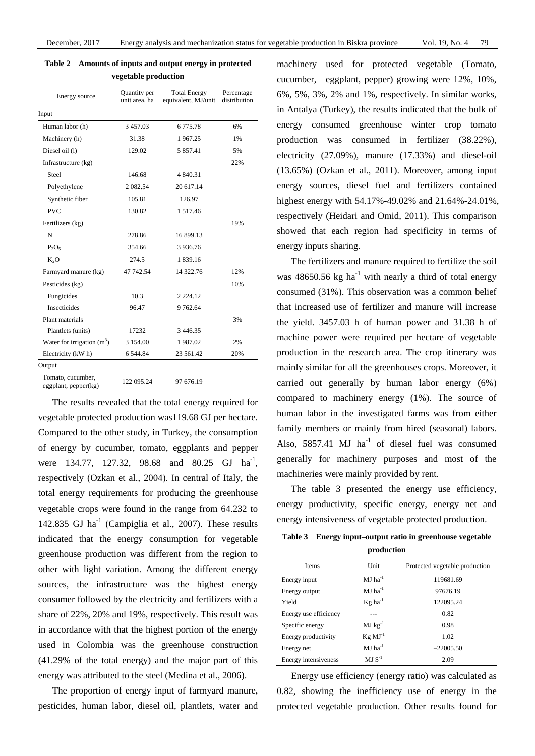**Table 2 Amounts of inputs and output energy in protected vegetable production**

| Energy source | Quantity per unit area, ha | Total Energy equivalent, MJ/unit | Percentage distribution |
|---|---|---|---|
| Input | | | |
| Human labor (h) | 3 457.03 | 6 775.78 | 6% |
| Machinery (h) | 31.38 | 1 967.25 | 1% |
| Diesel oil (l) | 129.02 | 5 857.41 | 5% |
| Infrastructure (kg) | | | 22% |
| Steel | 146.68 | 4 840.31 | |
| Polyethylene | 2 082.54 | 20 617.14 | |
| Synthetic fiber | 105.81 | 126.97 | |
| PVC | 130.82 | 1 517.46 | |
| Fertilizers (kg) | | | 19% |
| N | 278.86 | 16 899.13 | |
| $P_2O_5$ | 354.66 | 3 936.76 | |
| $K_2O$ | 274.5 | 1 839.16 | |
| Farmyard manure (kg) | 47 742.54 | 14 322.76 | 12% |
| Pesticides (kg) | | | 10% |
| Fungicides | 10.3 | 2 224.12 | |
| Insecticides | 96.47 | 9 762.64 | |
| Plant materials | | | 3% |
| Plantlets (units) | 17232 | 3 446.35 | |
| Water for irrigation ($m^3$) | 3 154.00 | 1 987.02 | 2% |
| Electricity (kW h) | 6 544.84 | 23 561.42 | 20% |
| Output | | | |
| Tomato, cucumber, eggplant, pepper(kg) | 122 095.24 | 97 676.19 | |

The results revealed that the total energy required for vegetable protected production was119.68 GJ per hectare. Compared to the other study, in Turkey, the consumption of energy by cucumber, tomato, eggplants and pepper were 134.77, 127.32, 98.68 and 80.25 GJ $ha^{-1}$, respectively (Ozkan et al., 2004). In central of Italy, the total energy requirements for producing the greenhouse vegetable crops were found in the range from 64.232 to 142.835 GJ $ha^{-1}$ (Campiglia et al., 2007). These results indicated that the energy consumption for vegetable greenhouse production was different from the region to other with light variation. Among the different energy sources, the infrastructure was the highest energy consumer followed by the electricity and fertilizers with a share of 22%, 20% and 19%, respectively. This result was in accordance with that the highest portion of the energy used in Colombia was the greenhouse construction (41.29% of the total energy) and the major part of this energy was attributed to the steel (Medina et al., 2006).

The proportion of energy input of farmyard manure, pesticides, human labor, diesel oil, plantlets, water and machinery used for protected vegetable (Tomato, cucumber, eggplant, pepper) growing were 12%, 10%, 6%, 5%, 3%, 2% and 1%, respectively. In similar works, in Antalya (Turkey), the results indicated that the bulk of energy consumed greenhouse winter crop tomato production was consumed in fertilizer (38.22%), electricity (27.09%), manure (17.33%) and diesel-oil (13.65%) (Ozkan et al., 2011). Moreover, among input energy sources, diesel fuel and fertilizers contained highest energy with 54.17%-49.02% and 21.64%-24.01%, respectively (Heidari and Omid, 2011). This comparison showed that each region had specificity in terms of energy inputs sharing.

The fertilizers and manure required to fertilize the soil was 48650.56 kg $ha^{-1}$ with nearly a third of total energy consumed (31%). This observation was a common belief that increased use of fertilizer and manure will increase the yield. 3457.03 h of human power and 31.38 h of machine power were required per hectare of vegetable production in the research area. The crop itinerary was mainly similar for all the greenhouses crops. Moreover, it carried out generally by human labor energy (6%) compared to machinery energy (1%). The source of human labor in the investigated farms was from either family members or mainly from hired (seasonal) labors. Also, 5857.41 MJ $ha^{-1}$ of diesel fuel was consumed generally for machinery purposes and most of the machineries were mainly provided by rent.

The table 3 presented the energy use efficiency, energy productivity, specific energy, energy net and energy intensiveness of vegetable protected production.

**Table 3 Energy input–output ratio in greenhouse vegetable production**

| Items | Unit | Protected vegetable production |
|---|---|---|
| Energy input | MJ $ha^{-1}$ | 119681.69 |
| Energy output | MJ $ha^{-1}$ | 97676.19 |
| Yield | Kg $ha^{-1}$ | 122095.24 |
| Energy use efficiency | --- | 0.82 |
| Specific energy | MJ $kg^{-1}$ | 0.98 |
| Energy productivity | Kg $MJ^{-1}$ | 1.02 |
| Energy net | MJ $ha^{-1}$ | –22005.50 |
| Energy intensiveness | MJ $\$^{-1}$ | 2.09 |

Energy use efficiency (energy ratio) was calculated as 0.82, showing the inefficiency use of energy in the protected vegetable production. Other results found for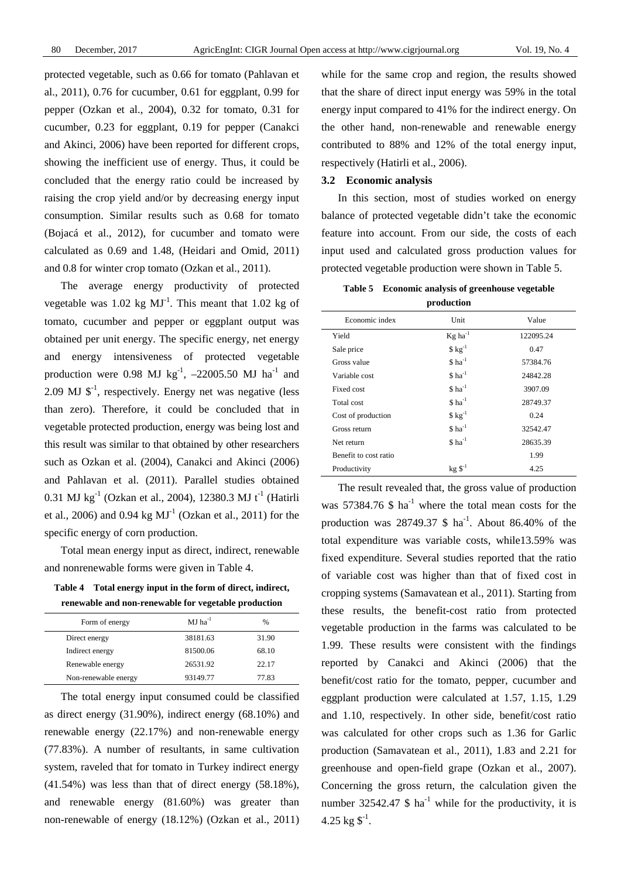protected vegetable, such as 0.66 for tomato (Pahlavan et al., 2011), 0.76 for cucumber, 0.61 for eggplant, 0.99 for pepper (Ozkan et al., 2004), 0.32 for tomato, 0.31 for cucumber, 0.23 for eggplant, 0.19 for pepper (Canakci and Akinci, 2006) have been reported for different crops, showing the inefficient use of energy. Thus, it could be concluded that the energy ratio could be increased by raising the crop yield and/or by decreasing energy input consumption. Similar results such as 0.68 for tomato (Bojacá et al., 2012), for cucumber and tomato were calculated as 0.69 and 1.48, (Heidari and Omid, 2011) and 0.8 for winter crop tomato (Ozkan et al., 2011).

The average energy productivity of protected vegetable was 1.02 kg $MJ^{-1}$. This meant that 1.02 kg of tomato, cucumber and pepper or eggplant output was obtained per unit energy. The specific energy, net energy and energy intensiveness of protected vegetable production were 0.98 MJ $kg^{-1}$, –22005.50 MJ $ha^{-1}$ and 2.09 MJ $\$^{-1}$, respectively. Energy net was negative (less than zero). Therefore, it could be concluded that in vegetable protected production, energy was being lost and this result was similar to that obtained by other researchers such as Ozkan et al. (2004), Canakci and Akinci (2006) and Pahlavan et al. (2011). Parallel studies obtained 0.31 MJ $kg^{-1}$ (Ozkan et al., 2004), 12380.3 MJ $t^{-1}$ (Hatirli et al., 2006) and 0.94 kg $MJ^{-1}$ (Ozkan et al., 2011) for the specific energy of corn production.

Total mean energy input as direct, indirect, renewable and nonrenewable forms were given in Table 4.

**Table 4 Total energy input in the form of direct, indirect, renewable and non-renewable for vegetable production**

| Form of energy | MJ $ha^{-1}$ | % |
|---|---|---|
| Direct energy | 38181.63 | 31.90 |
| Indirect energy | 81500.06 | 68.10 |
| Renewable energy | 26531.92 | 22.17 |
| Non-renewable energy | 93149.77 | 77.83 |

The total energy input consumed could be classified as direct energy (31.90%), indirect energy (68.10%) and renewable energy (22.17%) and non-renewable energy (77.83%). A number of resultants, in same cultivation system, raveled that for tomato in Turkey indirect energy (41.54%) was less than that of direct energy (58.18%), and renewable energy (81.60%) was greater than non-renewable of energy (18.12%) (Ozkan et al., 2011) while for the same crop and region, the results showed that the share of direct input energy was 59% in the total energy input compared to 41% for the indirect energy. On the other hand, non-renewable and renewable energy contributed to 88% and 12% of the total energy input, respectively (Hatirli et al., 2006).

### 3.2 Economic analysis

In this section, most of studies worked on energy balance of protected vegetable didn't take the economic feature into account. From our side, the costs of each input used and calculated gross production values for protected vegetable production were shown in Table 5.

**Table 5 Economic analysis of greenhouse vegetable production**

| Economic index | Unit | Value |
|---|---|---|
| Yield | Kg $ha^{-1}$ | 122095.24 |
| Sale price | \$ $kg^{-1}$ | 0.47 |
| Gross value | \$ $ha^{-1}$ | 57384.76 |
| Variable cost | \$ $ha^{-1}$ | 24842.28 |
| Fixed cost | \$ $ha^{-1}$ | 3907.09 |
| Total cost | \$ $ha^{-1}$ | 28749.37 |
| Cost of production | \$ $kg^{-1}$ | 0.24 |
| Gross return | \$ $ha^{-1}$ | 32542.47 |
| Net return | \$ $ha^{-1}$ | 28635.39 |
| Benefit to cost ratio | | 1.99 |
| Productivity | kg $\$^{-1}$ | 4.25 |

The result revealed that, the gross value of production was 57384.76 \$ $ha^{-1}$ where the total mean costs for the production was 28749.37 \$ $ha^{-1}$. About 86.40% of the total expenditure was variable costs, while13.59% was fixed expenditure. Several studies reported that the ratio of variable cost was higher than that of fixed cost in cropping systems (Samavatean et al., 2011). Starting from these results, the benefit-cost ratio from protected vegetable production in the farms was calculated to be 1.99. These results were consistent with the findings reported by Canakci and Akinci (2006) that the benefit/cost ratio for the tomato, pepper, cucumber and eggplant production were calculated at 1.57, 1.15, 1.29 and 1.10, respectively. In other side, benefit/cost ratio was calculated for other crops such as 1.36 for Garlic production (Samavatean et al., 2011), 1.83 and 2.21 for greenhouse and open-field grape (Ozkan et al., 2007). Concerning the gross return, the calculation given the number 32542.47 \$ $ha^{-1}$ while for the productivity, it is 4.25 kg $\$^{-1}$.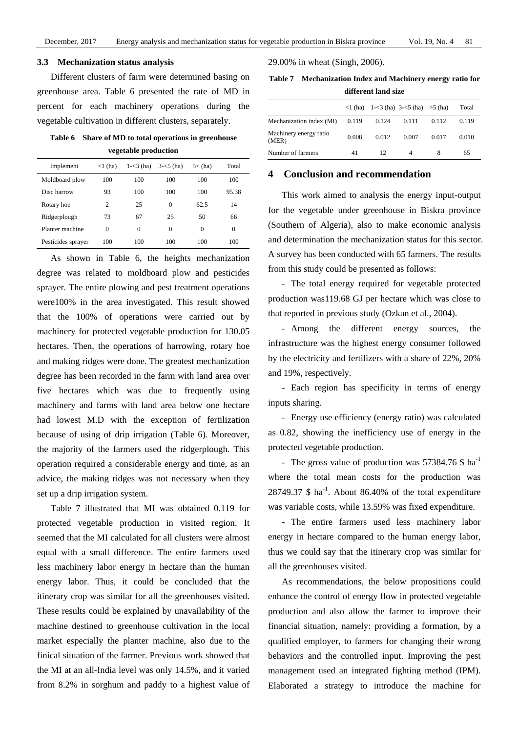### 3.3 Mechanization status analysis

Different clusters of farm were determined basing on greenhouse area. Table 6 presented the rate of MD in percent for each machinery operations during the vegetable cultivation in different clusters, separately.

**Table 6 Share of MD to total operations in greenhouse vegetable production**

| Implement | <1 (ha) | 1-<3 (ha) | 3-<5 (ha) | 5< (ha) | Total |
|---|---|---|---|---|---|
| Moldboard plow | 100 | 100 | 100 | 100 | 100 |
| Disc harrow | 93 | 100 | 100 | 100 | 95.38 |
| Rotary hoe | 2 | 25 | 0 | 62.5 | 14 |
| Ridgerplough | 73 | 67 | 25 | 50 | 66 |
| Planter machine | 0 | 0 | 0 | 0 | 0 |
| Pesticides sprayer | 100 | 100 | 100 | 100 | 100 |

As shown in Table 6, the heights mechanization degree was related to moldboard plow and pesticides sprayer. The entire plowing and pest treatment operations were100% in the area investigated. This result showed that the 100% of operations were carried out by machinery for protected vegetable production for 130.05 hectares. Then, the operations of harrowing, rotary hoe and making ridges were done. The greatest mechanization degree has been recorded in the farm with land area over five hectares which was due to frequently using machinery and farms with land area below one hectare had lowest M.D with the exception of fertilization because of using of drip irrigation (Table 6). Moreover, the majority of the farmers used the ridgerplough. This operation required a considerable energy and time, as an advice, the making ridges was not necessary when they set up a drip irrigation system.

Table 7 illustrated that MI was obtained 0.119 for protected vegetable production in visited region. It seemed that the MI calculated for all clusters were almost equal with a small difference. The entire farmers used less machinery labor energy in hectare than the human energy labor. Thus, it could be concluded that the itinerary crop was similar for all the greenhouses visited. These results could be explained by unavailability of the machine destined to greenhouse cultivation in the local market especially the planter machine, also due to the finical situation of the farmer. Previous work showed that the MI at an all-India level was only 14.5%, and it varied from 8.2% in sorghum and paddy to a highest value of 29.00% in wheat (Singh, 2006).

**Table 7 Mechanization Index and Machinery energy ratio for different land size**

| | <1 (ha) | 1-<3 (ha) | 3-<5 (ha) | >5 (ha) | Total |
|---|---|---|---|---|---|
| Mechanization index (MI) | 0.119 | 0.124 | 0.111 | 0.112 | 0.119 |
| Machinery energy ratio (MER) | 0.008 | 0.012 | 0.007 | 0.017 | 0.010 |
| Number of farmers | 41 | 12 | 4 | 8 | 65 |

## 4 Conclusion and recommendation

This work aimed to analysis the energy input-output for the vegetable under greenhouse in Biskra province (Southern of Algeria), also to make economic analysis and determination the mechanization status for this sector. A survey has been conducted with 65 farmers. The results from this study could be presented as follows:

- The total energy required for vegetable protected production was119.68 GJ per hectare which was close to that reported in previous study (Ozkan et al., 2004).

- Among the different energy sources, the infrastructure was the highest energy consumer followed by the electricity and fertilizers with a share of 22%, 20% and 19%, respectively.

- Each region has specificity in terms of energy inputs sharing.

- Energy use efficiency (energy ratio) was calculated as 0.82, showing the inefficiency use of energy in the protected vegetable production.

- The gross value of production was 57384.76 \$ $ha^{-1}$ where the total mean costs for the production was 28749.37 \$ $ha^{-1}$. About 86.40% of the total expenditure was variable costs, while 13.59% was fixed expenditure.

- The entire farmers used less machinery labor energy in hectare compared to the human energy labor, thus we could say that the itinerary crop was similar for all the greenhouses visited.

As recommendations, the below propositions could enhance the control of energy flow in protected vegetable production and also allow the farmer to improve their financial situation, namely: providing a formation, by a qualified employer, to farmers for changing their wrong behaviors and the controlled input. Improving the pest management used an integrated fighting method (IPM). Elaborated a strategy to introduce the machine for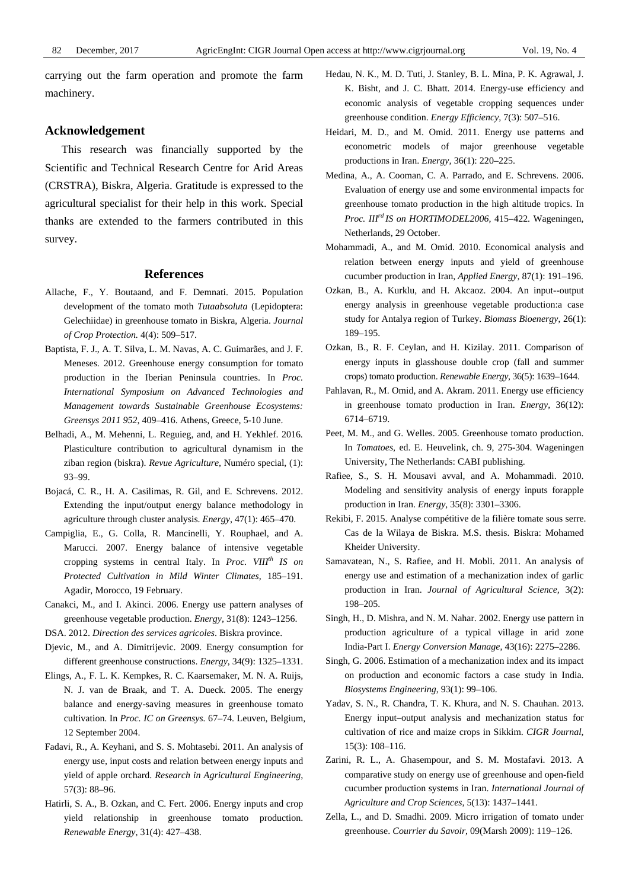carrying out the farm operation and promote the farm machinery.

## Acknowledgement

This research was financially supported by the Scientific and Technical Research Centre for Arid Areas (CRSTRA), Biskra, Algeria. Gratitude is expressed to the agricultural specialist for their help in this work. Special thanks are extended to the farmers contributed in this survey.

## References

Allache, F., Y. Boutaand, and F. Demnati. 2015. Population development of the tomato moth *Tutaabsoluta* (Lepidoptera: Gelechiidae) in greenhouse tomato in Biskra, Algeria. *Journal of Crop Protection.* 4(4): 509–517.

Baptista, F. J., A. T. Silva, L. M. Navas, A. C. Guimarães, and J. F. Meneses. 2012. Greenhouse energy consumption for tomato production in the Iberian Peninsula countries. In *Proc. International Symposium on Advanced Technologies and Management towards Sustainable Greenhouse Ecosystems: Greensys 2011 952*, 409–416. Athens, Greece, 5-10 June.

Belhadi, A., M. Mehenni, L. Reguieg, and, and H. Yekhlef. 2016. Plasticulture contribution to agricultural dynamism in the ziban region (biskra). *Revue Agriculture*, Numéro special, (1): 93–99.

Bojacá, C. R., H. A. Casilimas, R. Gil, and E. Schrevens. 2012. Extending the input/output energy balance methodology in agriculture through cluster analysis. *Energy*, 47(1): 465–470.

Campiglia, E., G. Colla, R. Mancinelli, Y. Rouphael, and A. Marucci. 2007. Energy balance of intensive vegetable cropping systems in central Italy. In *Proc. VIII<sup>th</sup> IS on Protected Cultivation in Mild Winter Climates*, 185–191. Agadir, Morocco, 19 February.

Canakci, M., and I. Akinci. 2006. Energy use pattern analyses of greenhouse vegetable production. *Energy*, 31(8): 1243–1256.

DSA. 2012. *Direction des services agricoles*. Biskra province.

Djevic, M., and A. Dimitrijevic. 2009. Energy consumption for different greenhouse constructions. *Energy*, 34(9): 1325–1331.

Elings, A., F. L. K. Kempkes, R. C. Kaarsemaker, M. N. A. Ruijs, N. J. van de Braak, and T. A. Dueck. 2005. The energy balance and energy-saving measures in greenhouse tomato cultivation. In *Proc. IC on Greensys.* 67–74. Leuven, Belgium, 12 September 2004.

Fadavi, R., A. Keyhani, and S. S. Mohtasebi. 2011. An analysis of energy use, input costs and relation between energy inputs and yield of apple orchard. *Research in Agricultural Engineering*, 57(3): 88–96.

Hatirli, S. A., B. Ozkan, and C. Fert. 2006. Energy inputs and crop yield relationship in greenhouse tomato production. *Renewable Energy*, 31(4): 427–438.

Hedau, N. K., M. D. Tuti, J. Stanley, B. L. Mina, P. K. Agrawal, J. K. Bisht, and J. C. Bhatt. 2014. Energy-use efficiency and economic analysis of vegetable cropping sequences under greenhouse condition. *Energy Efficiency*, 7(3): 507–516.

Heidari, M. D., and M. Omid. 2011. Energy use patterns and econometric models of major greenhouse vegetable productions in Iran. *Energy*, 36(1): 220–225.

Medina, A., A. Cooman, C. A. Parrado, and E. Schrevens. 2006. Evaluation of energy use and some environmental impacts for greenhouse tomato production in the high altitude tropics. In *Proc. III<sup>rd</sup> IS on HORTIMODEL2006*, 415–422. Wageningen, Netherlands, 29 October.

Mohammadi, A., and M. Omid. 2010. Economical analysis and relation between energy inputs and yield of greenhouse cucumber production in Iran, *Applied Energy*, 87(1): 191–196.

Ozkan, B., A. Kurklu, and H. Akcaoz. 2004. An input--output energy analysis in greenhouse vegetable production:a case study for Antalya region of Turkey. *Biomass Bioenergy*, 26(1): 189–195.

Ozkan, B., R. F. Ceylan, and H. Kizilay. 2011. Comparison of energy inputs in glasshouse double crop (fall and summer crops) tomato production. *Renewable Energy*, 36(5): 1639–1644.

Pahlavan, R., M. Omid, and A. Akram. 2011. Energy use efficiency in greenhouse tomato production in Iran. *Energy*, 36(12): 6714–6719.

Peet, M. M., and G. Welles. 2005. Greenhouse tomato production. In *Tomatoes*, ed. E. Heuvelink, ch. 9, 275-304. Wageningen University, The Netherlands: CABI publishing.

Rafiee, S., S. H. Mousavi avval, and A. Mohammadi. 2010. Modeling and sensitivity analysis of energy inputs forapple production in Iran. *Energy*, 35(8): 3301–3306.

Rekibi, F. 2015. Analyse compétitive de la filière tomate sous serre. Cas de la Wilaya de Biskra. M.S. thesis. Biskra: Mohamed Kheider University.

Samavatean, N., S. Rafiee, and H. Mobli. 2011. An analysis of energy use and estimation of a mechanization index of garlic production in Iran. *Journal of Agricultural Science*, 3(2): 198–205.

Singh, H., D. Mishra, and N. M. Nahar. 2002. Energy use pattern in production agriculture of a typical village in arid zone India-Part I. *Energy Conversion Manage*, 43(16): 2275–2286.

Singh, G. 2006. Estimation of a mechanization index and its impact on production and economic factors a case study in India. *Biosystems Engineering*, 93(1): 99–106.

Yadav, S. N., R. Chandra, T. K. Khura, and N. S. Chauhan. 2013. Energy input–output analysis and mechanization status for cultivation of rice and maize crops in Sikkim. *CIGR Journal*, 15(3): 108–116.

Zarini, R. L., A. Ghasempour, and S. M. Mostafavi. 2013. A comparative study on energy use of greenhouse and open-field cucumber production systems in Iran. *International Journal of Agriculture and Crop Sciences*, 5(13): 1437–1441.

Zella, L., and D. Smadhi. 2009. Micro irrigation of tomato under greenhouse. *Courrier du Savoir*, 09(Marsh 2009): 119–126.